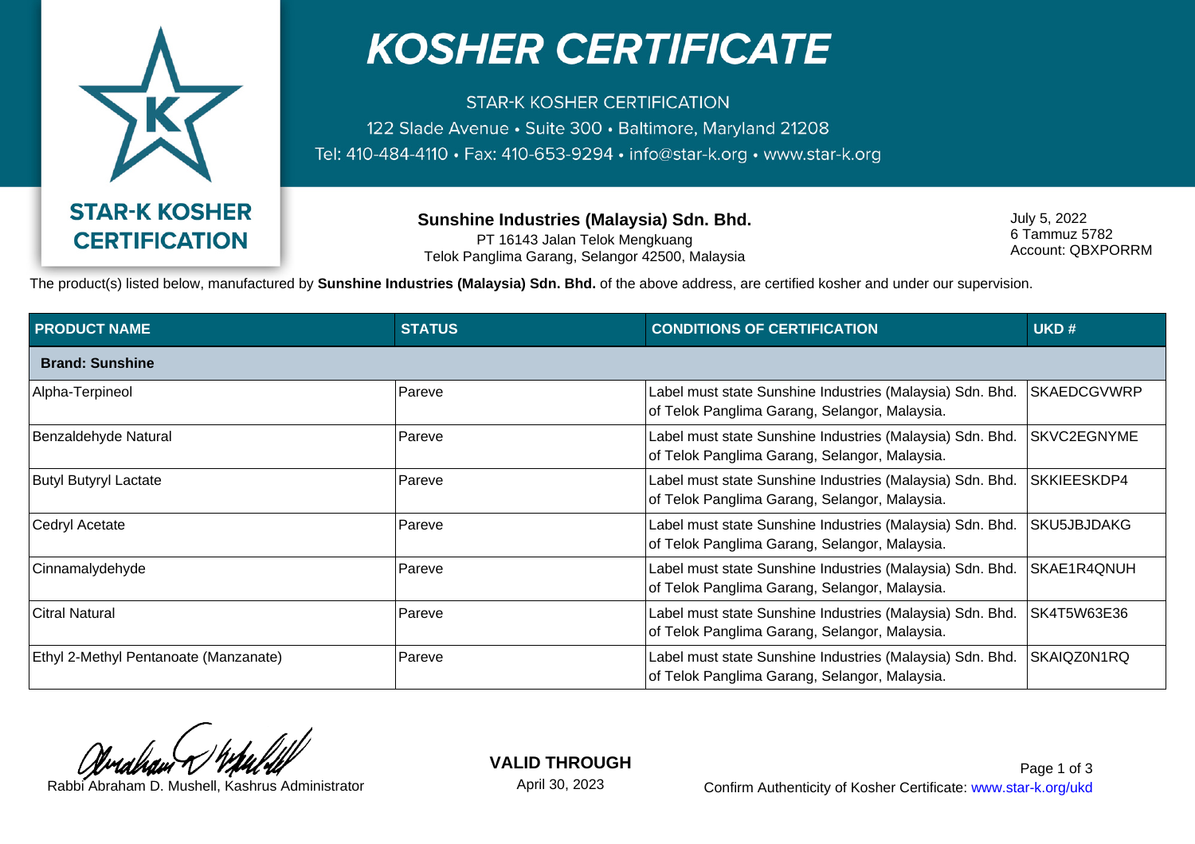# KOSHER CERTIFICATE

STAR-K KOSHER CERTIFICATION
122 Slade Avenue • Suite 300 • Baltimore, Maryland 21208
Tel: 410-484-4110 • Fax: 410-653-9294 • info@star-k.org • www.star-k.org

STAR-K KOSHER CERTIFICATION

**Sunshine Industries (Malaysia) Sdn. Bhd.**
PT 16143 Jalan Telok Mengkuang
Telok Panglima Garang, Selangor 42500, Malaysia

July 5, 2022
6 Tammuz 5782
Account: QBXPORRM

The product(s) listed below, manufactured by **Sunshine Industries (Malaysia) Sdn. Bhd.** of the above address, are certified kosher and under our supervision.

| PRODUCT NAME | STATUS | CONDITIONS OF CERTIFICATION | UKD # |
|---|---|---|---|
| **Brand: Sunshine** | | | |
| Alpha-Terpineol | Pareve | Label must state Sunshine Industries (Malaysia) Sdn. Bhd. of Telok Panglima Garang, Selangor, Malaysia. | SKAEDCGVWRP |
| Benzaldehyde Natural | Pareve | Label must state Sunshine Industries (Malaysia) Sdn. Bhd. of Telok Panglima Garang, Selangor, Malaysia. | SKVC2EGNYME |
| Butyl Butyryl Lactate | Pareve | Label must state Sunshine Industries (Malaysia) Sdn. Bhd. of Telok Panglima Garang, Selangor, Malaysia. | SKKIEESKDP4 |
| Cedryl Acetate | Pareve | Label must state Sunshine Industries (Malaysia) Sdn. Bhd. of Telok Panglima Garang, Selangor, Malaysia. | SKU5JBJDAKG |
| Cinnamalydehyde | Pareve | Label must state Sunshine Industries (Malaysia) Sdn. Bhd. of Telok Panglima Garang, Selangor, Malaysia. | SKAE1R4QNUH |
| Citral Natural | Pareve | Label must state Sunshine Industries (Malaysia) Sdn. Bhd. of Telok Panglima Garang, Selangor, Malaysia. | SK4T5W63E36 |
| Ethyl 2-Methyl Pentanoate (Manzanate) | Pareve | Label must state Sunshine Industries (Malaysia) Sdn. Bhd. of Telok Panglima Garang, Selangor, Malaysia. | SKAIQZ0N1RQ |

Rabbi Abraham D. Mushell, Kashrus Administrator

**VALID THROUGH**
April 30, 2023

Confirm Authenticity of Kosher Certificate: www.star-k.org/ukd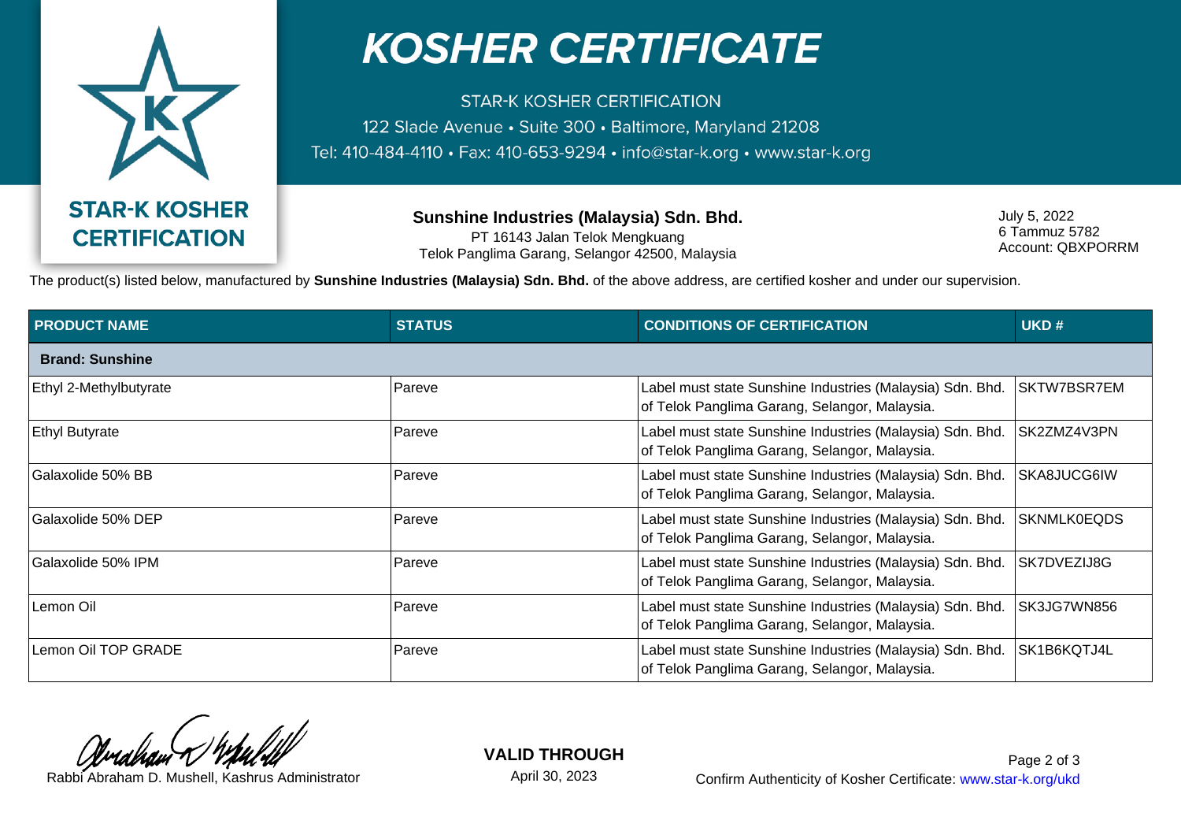# KOSHER CERTIFICATE

STAR-K KOSHER CERTIFICATION

122 Slade Avenue • Suite 300 • Baltimore, Maryland 21208

Tel: 410-484-4110 • Fax: 410-653-9294 • info@star-k.org • www.star-k.org

**STAR-K KOSHER CERTIFICATION**

**Sunshine Industries (Malaysia) Sdn. Bhd.**
PT 16143 Jalan Telok Mengkuang
Telok Panglima Garang, Selangor 42500, Malaysia

July 5, 2022
6 Tammuz 5782
Account: QBXPORRM

The product(s) listed below, manufactured by **Sunshine Industries (Malaysia) Sdn. Bhd.** of the above address, are certified kosher and under our supervision.

| PRODUCT NAME | STATUS | CONDITIONS OF CERTIFICATION | UKD # |
|---|---|---|---|
| **Brand: Sunshine** | | | |
| Ethyl 2-Methylbutyrate | Pareve | Label must state Sunshine Industries (Malaysia) Sdn. Bhd. of Telok Panglima Garang, Selangor, Malaysia. | SKTW7BSR7EM |
| Ethyl Butyrate | Pareve | Label must state Sunshine Industries (Malaysia) Sdn. Bhd. of Telok Panglima Garang, Selangor, Malaysia. | SK2ZMZ4V3PN |
| Galaxolide 50% BB | Pareve | Label must state Sunshine Industries (Malaysia) Sdn. Bhd. of Telok Panglima Garang, Selangor, Malaysia. | SKA8JUCG6IW |
| Galaxolide 50% DEP | Pareve | Label must state Sunshine Industries (Malaysia) Sdn. Bhd. of Telok Panglima Garang, Selangor, Malaysia. | SKNMLK0EQDS |
| Galaxolide 50% IPM | Pareve | Label must state Sunshine Industries (Malaysia) Sdn. Bhd. of Telok Panglima Garang, Selangor, Malaysia. | SK7DVEZIJ8G |
| Lemon Oil | Pareve | Label must state Sunshine Industries (Malaysia) Sdn. Bhd. of Telok Panglima Garang, Selangor, Malaysia. | SK3JG7WN856 |
| Lemon Oil TOP GRADE | Pareve | Label must state Sunshine Industries (Malaysia) Sdn. Bhd. of Telok Panglima Garang, Selangor, Malaysia. | SK1B6KQTJ4L |

Rabbi Abraham D. Mushell, Kashrus Administrator

**VALID THROUGH**
April 30, 2023

Confirm Authenticity of Kosher Certificate: www.star-k.org/ukd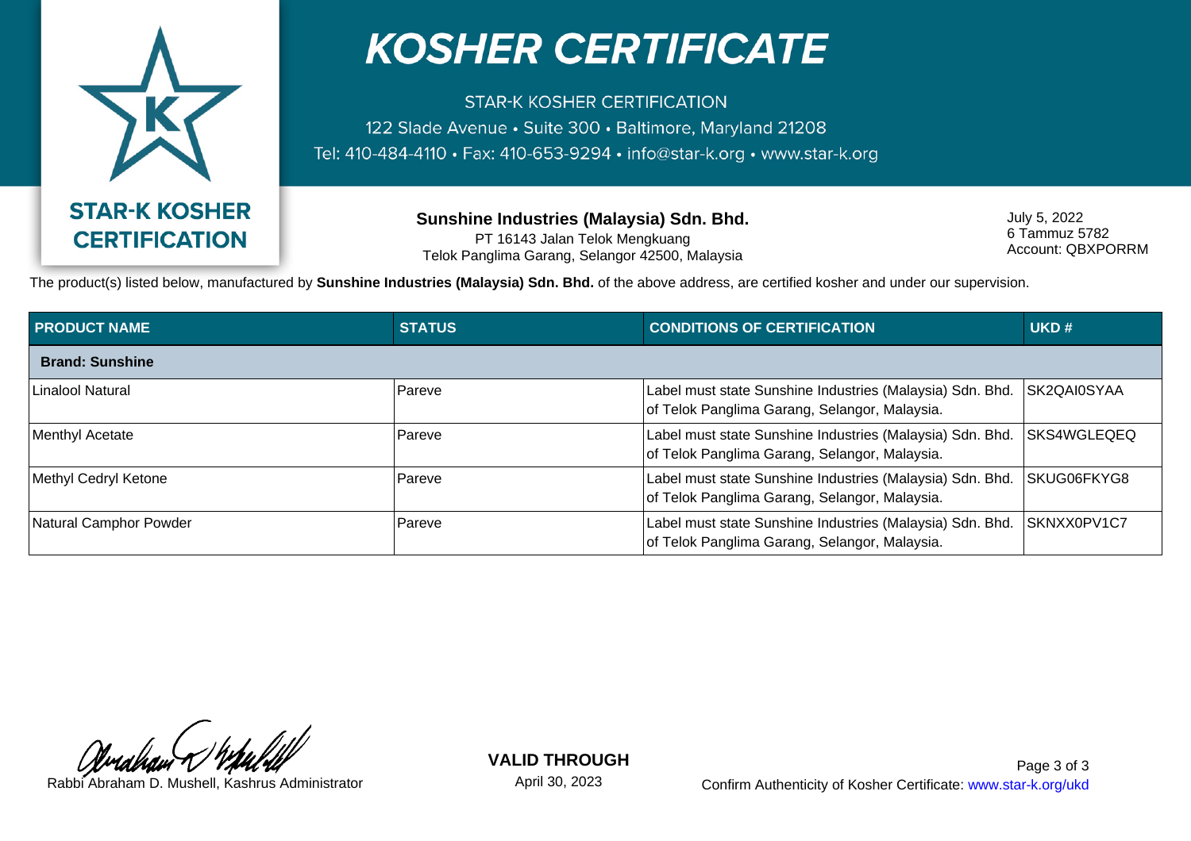# KOSHER CERTIFICATE

STAR-K KOSHER CERTIFICATION
122 Slade Avenue • Suite 300 • Baltimore, Maryland 21208
Tel: 410-484-4110 • Fax: 410-653-9294 • info@star-k.org • www.star-k.org

**STAR-K KOSHER CERTIFICATION**

**Sunshine Industries (Malaysia) Sdn. Bhd.**
PT 16143 Jalan Telok Mengkuang
Telok Panglima Garang, Selangor 42500, Malaysia

July 5, 2022
6 Tammuz 5782
Account: QBXPORRM

The product(s) listed below, manufactured by **Sunshine Industries (Malaysia) Sdn. Bhd.** of the above address, are certified kosher and under our supervision.

| PRODUCT NAME | STATUS | CONDITIONS OF CERTIFICATION | UKD # |
|---|---|---|---|
| **Brand: Sunshine** | | | |
| Linalool Natural | Pareve | Label must state Sunshine Industries (Malaysia) Sdn. Bhd. of Telok Panglima Garang, Selangor, Malaysia. | SK2QAI0SYAA |
| Menthyl Acetate | Pareve | Label must state Sunshine Industries (Malaysia) Sdn. Bhd. of Telok Panglima Garang, Selangor, Malaysia. | SKS4WGLEQEQ |
| Methyl Cedryl Ketone | Pareve | Label must state Sunshine Industries (Malaysia) Sdn. Bhd. of Telok Panglima Garang, Selangor, Malaysia. | SKUG06FKYG8 |
| Natural Camphor Powder | Pareve | Label must state Sunshine Industries (Malaysia) Sdn. Bhd. of Telok Panglima Garang, Selangor, Malaysia. | SKNXX0PV1C7 |

Rabbi Abraham D. Mushell, Kashrus Administrator

**VALID THROUGH**
April 30, 2023

Confirm Authenticity of Kosher Certificate: www.star-k.org/ukd